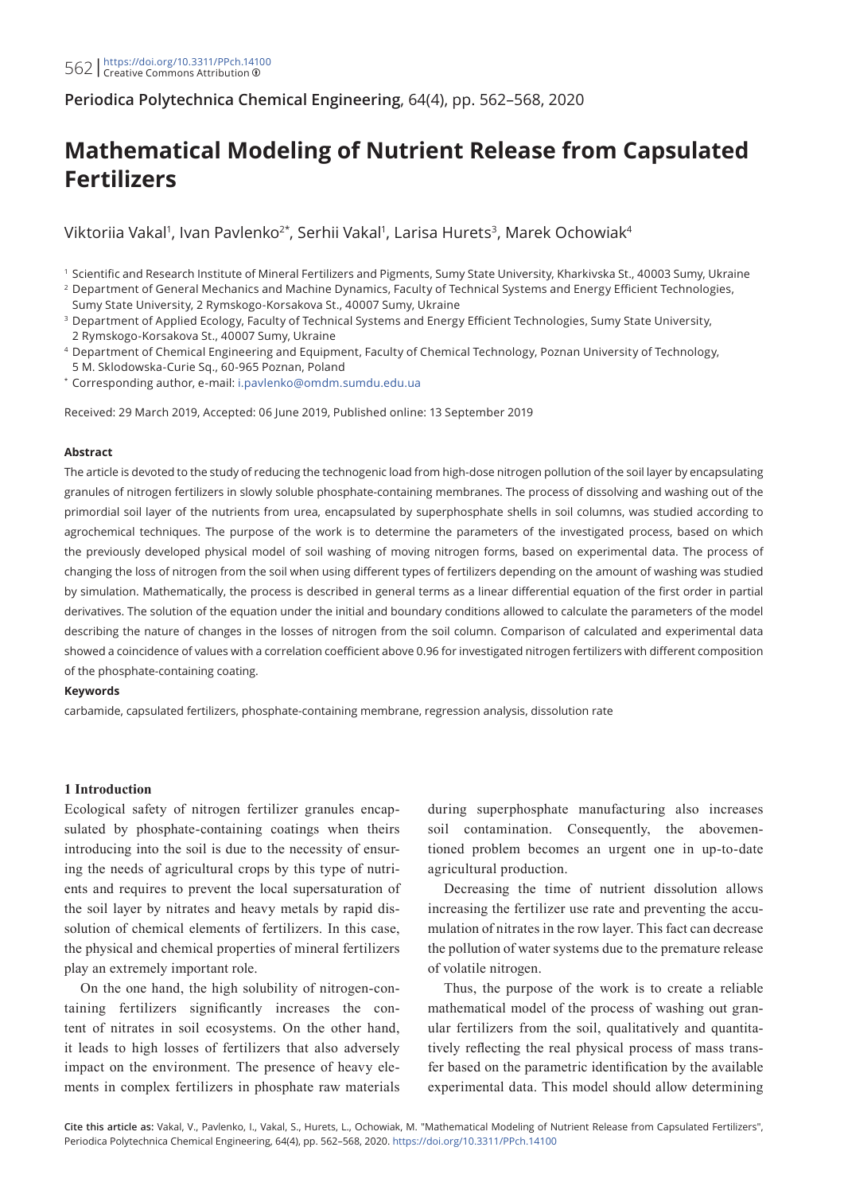# Mathematical Modeling of Nutrient Release from Capsulated Fertilizers

Viktoriia Vakal[1], Ivan Pavlenko[2*], Serhii Vakal[1], Larisa Hurets[3], Marek Ochowiak[4]

[1] Scientific and Research Institute of Mineral Fertilizers and Pigments, Sumy State University, Kharkivska St., 40003 Sumy, Ukraine
[2] Department of General Mechanics and Machine Dynamics, Faculty of Technical Systems and Energy Efficient Technologies, Sumy State University, 2 Rymskogo-Korsakova St., 40007 Sumy, Ukraine
[3] Department of Applied Ecology, Faculty of Technical Systems and Energy Efficient Technologies, Sumy State University, 2 Rymskogo-Korsakova St., 40007 Sumy, Ukraine
[4] Department of Chemical Engineering and Equipment, Faculty of Chemical Technology, Poznan University of Technology, 5 M. Sklodowska-Curie Sq., 60-965 Poznan, Poland
\* Corresponding author, e-mail: i.pavlenko@omdm.sumdu.edu.ua

Received: 29 March 2019, Accepted: 06 June 2019, Published online: 13 September 2019

### Abstract

The article is devoted to the study of reducing the technogenic load from high-dose nitrogen pollution of the soil layer by encapsulating granules of nitrogen fertilizers in slowly soluble phosphate-containing membranes. The process of dissolving and washing out of the primordial soil layer of the nutrients from urea, encapsulated by superphosphate shells in soil columns, was studied according to agrochemical techniques. The purpose of the work is to determine the parameters of the investigated process, based on which the previously developed physical model of soil washing of moving nitrogen forms, based on experimental data. The process of changing the loss of nitrogen from the soil when using different types of fertilizers depending on the amount of washing was studied by simulation. Mathematically, the process is described in general terms as a linear differential equation of the first order in partial derivatives. The solution of the equation under the initial and boundary conditions allowed to calculate the parameters of the model describing the nature of changes in the losses of nitrogen from the soil column. Comparison of calculated and experimental data showed a coincidence of values with a correlation coefficient above 0.96 for investigated nitrogen fertilizers with different composition of the phosphate-containing coating.

### Keywords

carbamide, capsulated fertilizers, phosphate-containing membrane, regression analysis, dissolution rate

## 1 Introduction

Ecological safety of nitrogen fertilizer granules encapsulated by phosphate-containing coatings when theirs introducing into the soil is due to the necessity of ensuring the needs of agricultural crops by this type of nutrients and requires to prevent the local supersaturation of the soil layer by nitrates and heavy metals by rapid dissolution of chemical elements of fertilizers. In this case, the physical and chemical properties of mineral fertilizers play an extremely important role.

On the one hand, the high solubility of nitrogen-containing fertilizers significantly increases the content of nitrates in soil ecosystems. On the other hand, it leads to high losses of fertilizers that also adversely impact on the environment. The presence of heavy elements in complex fertilizers in phosphate raw materials during superphosphate manufacturing also increases soil contamination. Consequently, the abovementioned problem becomes an urgent one in up-to-date agricultural production.

Decreasing the time of nutrient dissolution allows increasing the fertilizer use rate and preventing the accumulation of nitrates in the row layer. This fact can decrease the pollution of water systems due to the premature release of volatile nitrogen.

Thus, the purpose of the work is to create a reliable mathematical model of the process of washing out granular fertilizers from the soil, qualitatively and quantitatively reflecting the real physical process of mass transfer based on the parametric identification by the available experimental data. This model should allow determining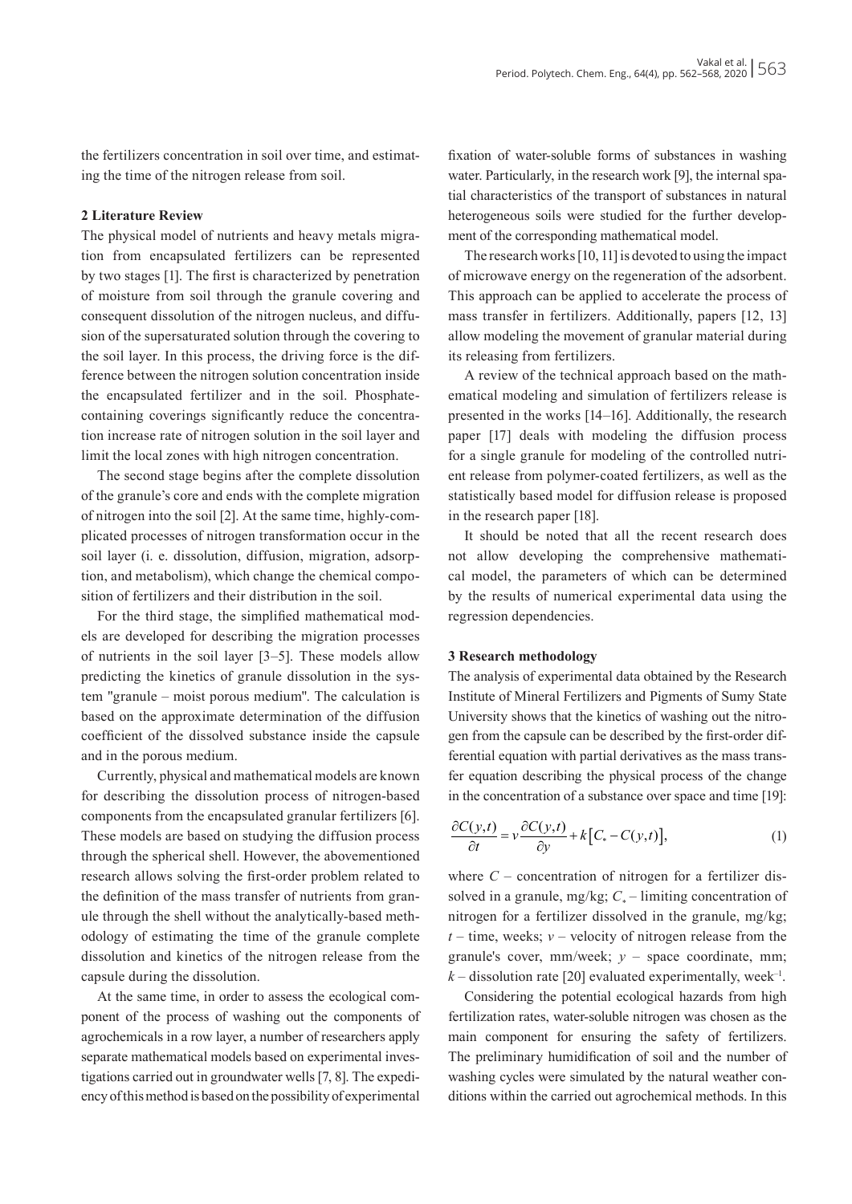the fertilizers concentration in soil over time, and estimating the time of the nitrogen release from soil.

## 2 Literature Review

The physical model of nutrients and heavy metals migration from encapsulated fertilizers can be represented by two stages [1]. The first is characterized by penetration of moisture from soil through the granule covering and consequent dissolution of the nitrogen nucleus, and diffusion of the supersaturated solution through the covering to the soil layer. In this process, the driving force is the difference between the nitrogen solution concentration inside the encapsulated fertilizer and in the soil. Phosphate-containing coverings significantly reduce the concentration increase rate of nitrogen solution in the soil layer and limit the local zones with high nitrogen concentration.

The second stage begins after the complete dissolution of the granule's core and ends with the complete migration of nitrogen into the soil [2]. At the same time, highly-complicated processes of nitrogen transformation occur in the soil layer (i. e. dissolution, diffusion, migration, adsorption, and metabolism), which change the chemical composition of fertilizers and their distribution in the soil.

For the third stage, the simplified mathematical models are developed for describing the migration processes of nutrients in the soil layer [3–5]. These models allow predicting the kinetics of granule dissolution in the system "granule – moist porous medium". The calculation is based on the approximate determination of the diffusion coefficient of the dissolved substance inside the capsule and in the porous medium.

Currently, physical and mathematical models are known for describing the dissolution process of nitrogen-based components from the encapsulated granular fertilizers [6]. These models are based on studying the diffusion process through the spherical shell. However, the abovementioned research allows solving the first-order problem related to the definition of the mass transfer of nutrients from granule through the shell without the analytically-based methodology of estimating the time of the granule complete dissolution and kinetics of the nitrogen release from the capsule during the dissolution.

At the same time, in order to assess the ecological component of the process of washing out the components of agrochemicals in a row layer, a number of researchers apply separate mathematical models based on experimental investigations carried out in groundwater wells [7, 8]. The expediency of this method is based on the possibility of experimental fixation of water-soluble forms of substances in washing water. Particularly, in the research work [9], the internal spatial characteristics of the transport of substances in natural heterogeneous soils were studied for the further development of the corresponding mathematical model.

The research works [10, 11] is devoted to using the impact of microwave energy on the regeneration of the adsorbent. This approach can be applied to accelerate the process of mass transfer in fertilizers. Additionally, papers [12, 13] allow modeling the movement of granular material during its releasing from fertilizers.

A review of the technical approach based on the mathematical modeling and simulation of fertilizers release is presented in the works [14–16]. Additionally, the research paper [17] deals with modeling the diffusion process for a single granule for modeling of the controlled nutrient release from polymer-coated fertilizers, as well as the statistically based model for diffusion release is proposed in the research paper [18].

It should be noted that all the recent research does not allow developing the comprehensive mathematical model, the parameters of which can be determined by the results of numerical experimental data using the regression dependencies.

## 3 Research methodology

The analysis of experimental data obtained by the Research Institute of Mineral Fertilizers and Pigments of Sumy State University shows that the kinetics of washing out the nitrogen from the capsule can be described by the first-order differential equation with partial derivatives as the mass transfer equation describing the physical process of the change in the concentration of a substance over space and time [19]:

$$\frac{\partial C(y,t)}{\partial t} = v\frac{\partial C(y,t)}{\partial y} + k\left[C_* - C(y,t)\right], \tag{1}$$

where $C$ – concentration of nitrogen for a fertilizer dissolved in a granule, mg/kg; $C_*$ – limiting concentration of nitrogen for a fertilizer dissolved in the granule, mg/kg; $t$ – time, weeks; $v$ – velocity of nitrogen release from the granule's cover, mm/week; $y$ – space coordinate, mm; $k$ – dissolution rate [20] evaluated experimentally, week$^{-1}$.

Considering the potential ecological hazards from high fertilization rates, water-soluble nitrogen was chosen as the main component for ensuring the safety of fertilizers. The preliminary humidification of soil and the number of washing cycles were simulated by the natural weather conditions within the carried out agrochemical methods. In this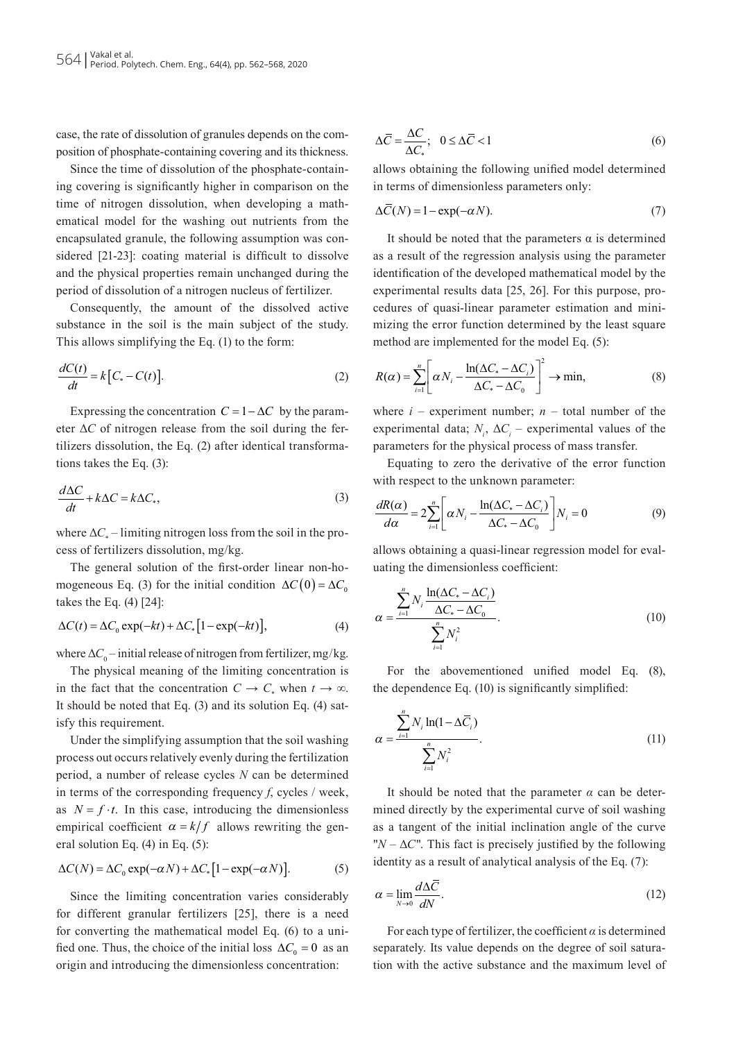case, the rate of dissolution of granules depends on the composition of phosphate-containing covering and its thickness.

Since the time of dissolution of the phosphate-containing covering is significantly higher in comparison on the time of nitrogen dissolution, when developing a mathematical model for the washing out nutrients from the encapsulated granule, the following assumption was considered [21-23]: coating material is difficult to dissolve and the physical properties remain unchanged during the period of dissolution of a nitrogen nucleus of fertilizer.

Consequently, the amount of the dissolved active substance in the soil is the main subject of the study. This allows simplifying the Eq. (1) to the form:

$$\frac{dC(t)}{dt} = k\left[C_* - C(t)\right]. \tag{2}$$

Expressing the concentration $C = 1 - \Delta C$ by the parameter $\Delta C$ of nitrogen release from the soil during the fertilizers dissolution, the Eq. (2) after identical transformations takes the Eq. (3):

$$\frac{d\Delta C}{dt} + k\Delta C = k\Delta C_*, \tag{3}$$

where $\Delta C_*$ – limiting nitrogen loss from the soil in the process of fertilizers dissolution, mg/kg.

The general solution of the first-order linear non-homogeneous Eq. (3) for the initial condition $\Delta C(0) = \Delta C_0$ takes the Eq. (4) [24]:

$$\Delta C(t) = \Delta C_0 \exp(-kt) + \Delta C_* \left[1 - \exp(-kt)\right], \tag{4}$$

where $\Delta C_0$ – initial release of nitrogen from fertilizer, mg/kg.

The physical meaning of the limiting concentration is in the fact that the concentration $C \to C_*$ when $t \to \infty$. It should be noted that Eq. (3) and its solution Eq. (4) satisfy this requirement.

Under the simplifying assumption that the soil washing process out occurs relatively evenly during the fertilization period, a number of release cycles $N$ can be determined in terms of the corresponding frequency $f$, cycles / week, as $N = f \cdot t$. In this case, introducing the dimensionless empirical coefficient $\alpha = k/f$ allows rewriting the general solution Eq. (4) in Eq. (5):

$$\Delta C(N) = \Delta C_0 \exp(-\alpha N) + \Delta C_* \left[1 - \exp(-\alpha N)\right]. \tag{5}$$

Since the limiting concentration varies considerably for different granular fertilizers [25], there is a need for converting the mathematical model Eq. (6) to a unified one. Thus, the choice of the initial loss $\Delta C_0 = 0$ as an origin and introducing the dimensionless concentration:

$$\Delta \overline{C} = \frac{\Delta C}{\Delta C_*}; \quad 0 \le \Delta \overline{C} < 1 \tag{6}$$

allows obtaining the following unified model determined in terms of dimensionless parameters only:

$$\Delta \overline{C}(N) = 1 - \exp(-\alpha N). \tag{7}$$

It should be noted that the parameters α is determined as a result of the regression analysis using the parameter identification of the developed mathematical model by the experimental results data [25, 26]. For this purpose, procedures of quasi-linear parameter estimation and minimizing the error function determined by the least square method are implemented for the model Eq. (5):

$$R(\alpha) = \sum_{i=1}^{n} \left[ \alpha N_i - \frac{\ln(\Delta C_* - \Delta C_i)}{\Delta C_* - \Delta C_0} \right]^2 \to \min, \tag{8}$$

where $i$ – experiment number; $n$ – total number of the experimental data; $N_i$, $\Delta C_i$ – experimental values of the parameters for the physical process of mass transfer.

Equating to zero the derivative of the error function with respect to the unknown parameter:

$$\frac{dR(\alpha)}{d\alpha} = 2\sum_{i=1}^{n} \left[ \alpha N_i - \frac{\ln(\Delta C_* - \Delta C_i)}{\Delta C_* - \Delta C_0} \right] N_i = 0 \tag{9}$$

allows obtaining a quasi-linear regression model for evaluating the dimensionless coefficient:

$$\alpha = \frac{\sum_{i=1}^{n} N_i \frac{\ln(\Delta C_* - \Delta C_i)}{\Delta C_* - \Delta C_0}}{\sum_{i=1}^{n} N_i^2}. \tag{10}$$

For the abovementioned unified model Eq. (8), the dependence Eq. (10) is significantly simplified:

$$\alpha = \frac{\sum_{i=1}^{n} N_i \ln(1 - \Delta \overline{C}_i)}{\sum_{i=1}^{n} N_i^2}. \tag{11}$$

It should be noted that the parameter $\alpha$ can be determined directly by the experimental curve of soil washing as a tangent of the initial inclination angle of the curve "$N$ – $\Delta C$". This fact is precisely justified by the following identity as a result of analytical analysis of the Eq. (7):

$$\alpha = \lim_{N \to 0} \frac{d\Delta \overline{C}}{dN}. \tag{12}$$

For each type of fertilizer, the coefficient $\alpha$ is determined separately. Its value depends on the degree of soil saturation with the active substance and the maximum level of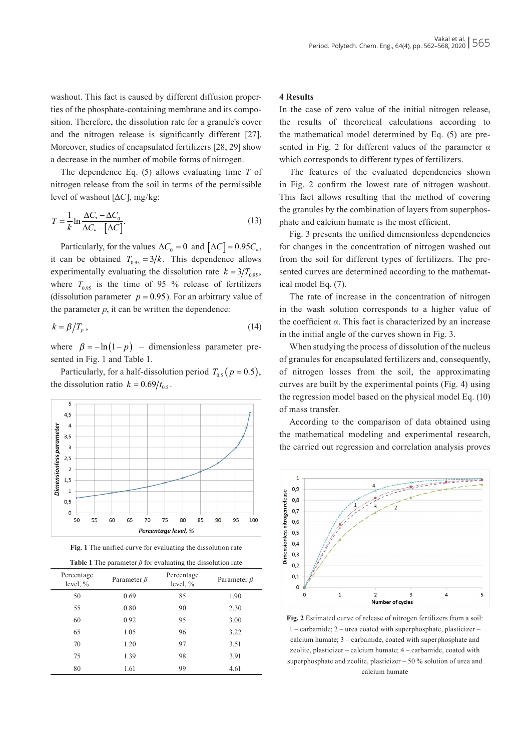washout. This fact is caused by different diffusion properties of the phosphate-containing membrane and its composition. Therefore, the dissolution rate for a granule's cover and the nitrogen release is significantly different [27]. Moreover, studies of encapsulated fertilizers [28, 29] show a decrease in the number of mobile forms of nitrogen.

The dependence Eq. (5) allows evaluating time $T$ of nitrogen release from the soil in terms of the permissible level of washout $[\Delta C]$, mg/kg:

$$T = \frac{1}{k} \ln \frac{\Delta C_* - \Delta C_0}{\Delta C_* - [\Delta C]}. \tag{13}$$

Particularly, for the values $\Delta C_0 = 0$ and $[\Delta C] = 0.95 C_*$, it can be obtained $T_{0.95} = 3/k$. This dependence allows experimentally evaluating the dissolution rate $k = 3/T_{0.95}$, where $T_{0.95}$ is the time of 95 % release of fertilizers (dissolution parameter $p = 0.95$). For an arbitrary value of the parameter $p$, it can be written the dependence:

$$k = \beta / T_p, \tag{14}$$

where $\beta = -\ln(1-p)$ – dimensionless parameter presented in Fig. 1 and Table 1.

Particularly, for a half-dissolution period $T_{0.5}\,(p = 0.5)$, the dissolution ratio $k = 0.69/t_{0.5}$.

**Fig. 1** The unified curve for evaluating the dissolution rate

**Table 1** The parameter $\beta$ for evaluating the dissolution rate

| Percentage level, % | Parameter $\beta$ | Percentage level, % | Parameter $\beta$ |
|---|---|---|---|
| 50 | 0.69 | 85 | 1.90 |
| 55 | 0.80 | 90 | 2.30 |
| 60 | 0.92 | 95 | 3.00 |
| 65 | 1.05 | 96 | 3.22 |
| 70 | 1.20 | 97 | 3.51 |
| 75 | 1.39 | 98 | 3.91 |
| 80 | 1.61 | 99 | 4.61 |

## 4 Results

In the case of zero value of the initial nitrogen release, the results of theoretical calculations according to the mathematical model determined by Eq. (5) are presented in Fig. 2 for different values of the parameter $\alpha$ which corresponds to different types of fertilizers.

The features of the evaluated dependencies shown in Fig. 2 confirm the lowest rate of nitrogen washout. This fact allows resulting that the method of covering the granules by the combination of layers from superphosphate and calcium humate is the most efficient.

Fig. 3 presents the unified dimensionless dependencies for changes in the concentration of nitrogen washed out from the soil for different types of fertilizers. The presented curves are determined according to the mathematical model Eq. (7).

The rate of increase in the concentration of nitrogen in the wash solution corresponds to a higher value of the coefficient $\alpha$. This fact is characterized by an increase in the initial angle of the curves shown in Fig. 3.

When studying the process of dissolution of the nucleus of granules for encapsulated fertilizers and, consequently, of nitrogen losses from the soil, the approximating curves are built by the experimental points (Fig. 4) using the regression model based on the physical model Eq. (10) of mass transfer.

According to the comparison of data obtained using the mathematical modeling and experimental research, the carried out regression and correlation analysis proves

**Fig. 2** Estimated curve of release of nitrogen fertilizers from a soil: 1 – carbamide; 2 – urea coated with superphosphate, plasticizer – calcium humate; 3 – carbamide, coated with superphosphate and zeolite, plasticizer – calcium humate; 4 – carbamide, coated with superphosphate and zeolite, plasticizer – 50 % solution of urea and calcium humate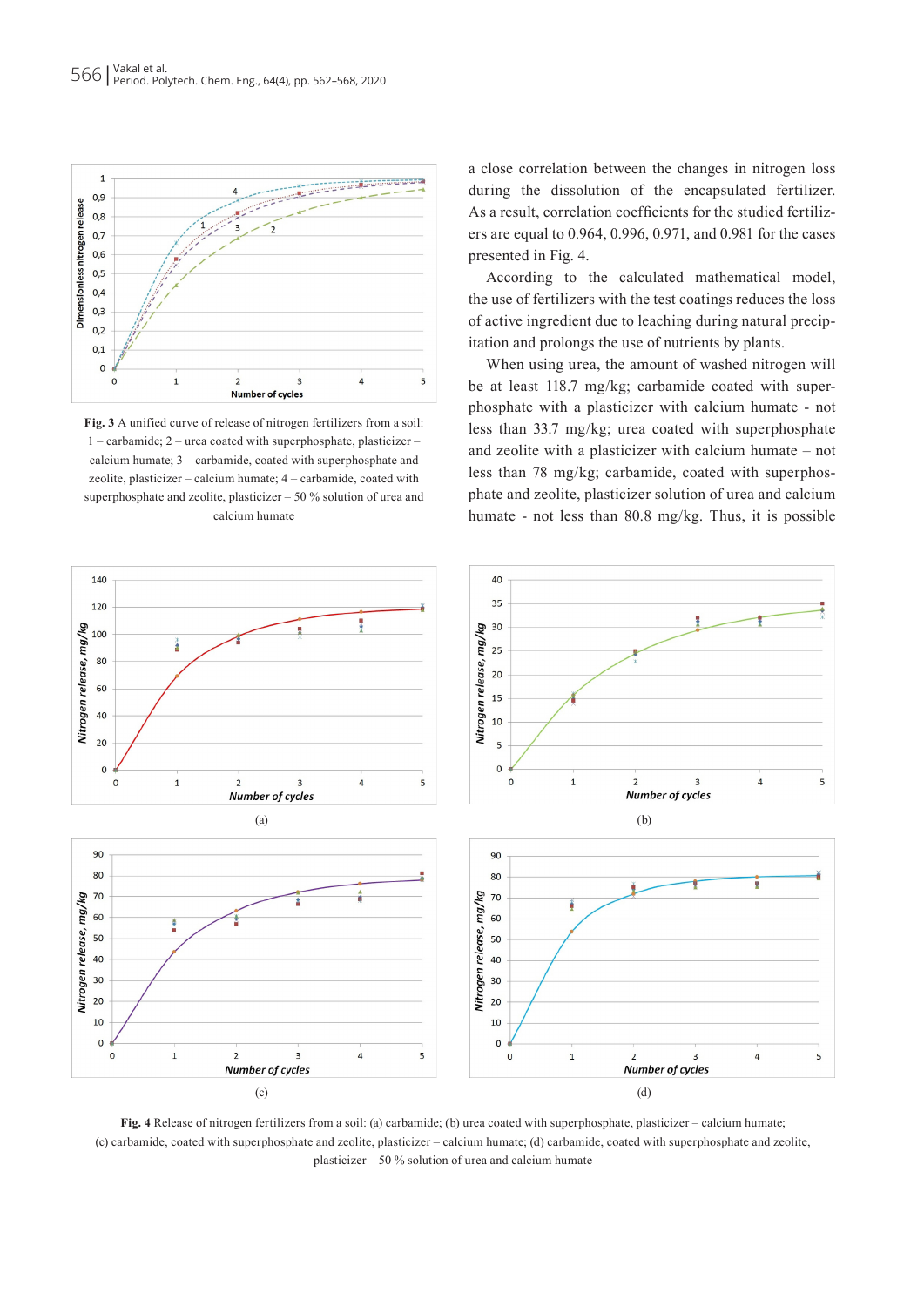Fig. 3 A unified curve of release of nitrogen fertilizers from a soil: 1 – carbamide; 2 – urea coated with superphosphate, plasticizer – calcium humate; 3 – carbamide, coated with superphosphate and zeolite, plasticizer – calcium humate; 4 – carbamide, coated with superphosphate and zeolite, plasticizer – 50 % solution of urea and calcium humate

a close correlation between the changes in nitrogen loss during the dissolution of the encapsulated fertilizer. As a result, correlation coefficients for the studied fertilizers are equal to 0.964, 0.996, 0.971, and 0.981 for the cases presented in Fig. 4.

According to the calculated mathematical model, the use of fertilizers with the test coatings reduces the loss of active ingredient due to leaching natural precipitation and prolongs the use of nutrients by plants.

When using urea, the amount of washed nitrogen will be at least 118.7 mg/kg; carbamide coated with superphosphate with a plasticizer with calcium humate - not less than 33.7 mg/kg; urea coated with superphosphate and zeolite with a plasticizer with calcium humate – not less than 78 mg/kg; carbamide, coated with superphosphate and zeolite, plasticizer solution of urea and calcium humate - not less than 80.8 mg/kg. Thus, it is possible

Fig. 4 Release of nitrogen fertilizers from a soil: (a) carbamide; (b) urea coated with superphosphate, plasticizer – calcium humate; (c) carbamide, coated with superphosphate and zeolite, plasticizer – calcium humate; (d) carbamide, coated with superphosphate and zeolite, plasticizer – 50 % solution of urea and calcium humate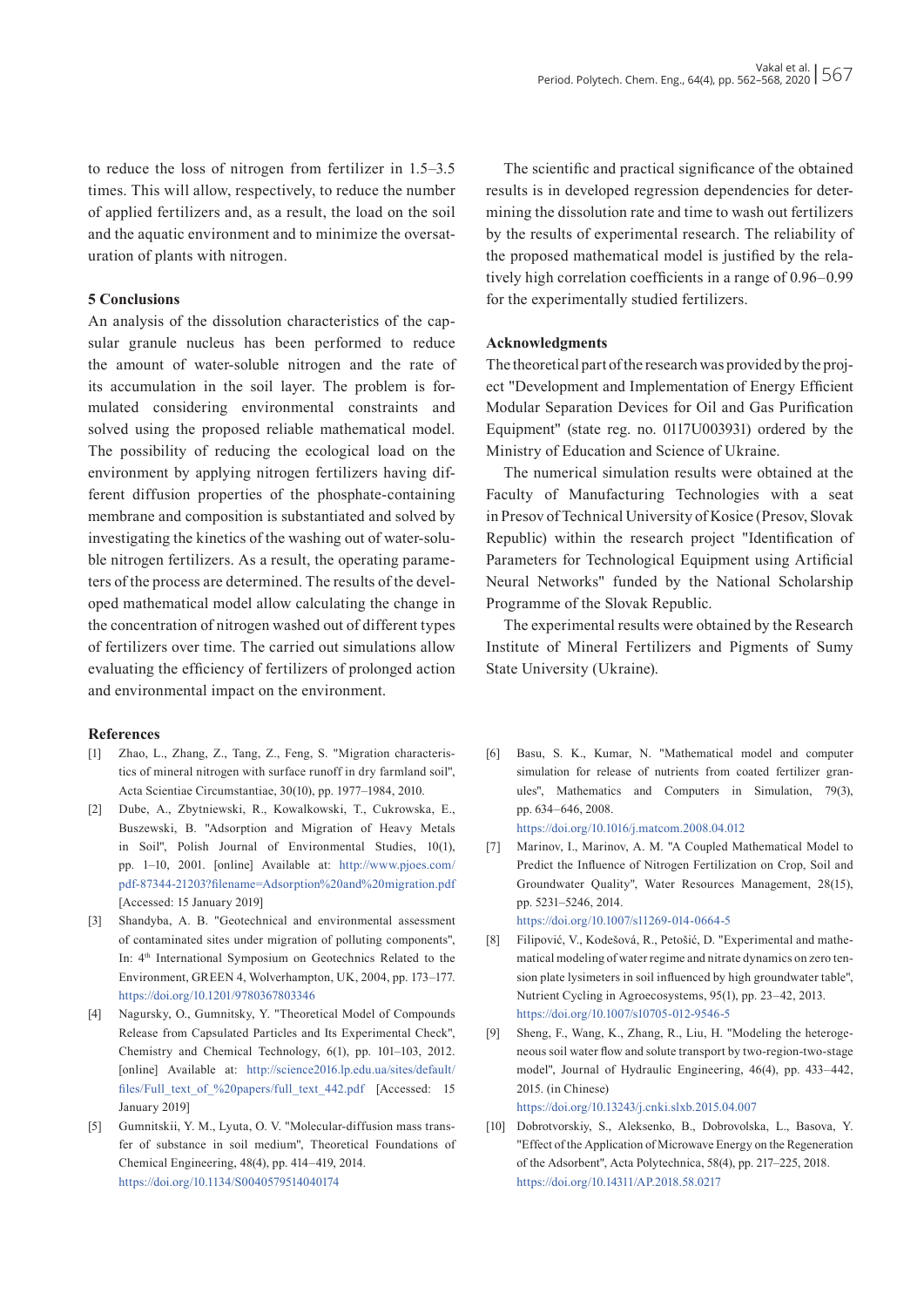to reduce the loss of nitrogen from fertilizer in 1.5–3.5 times. This will allow, respectively, to reduce the number of applied fertilizers and, as a result, the load on the soil and the aquatic environment and to minimize the oversaturation of plants with nitrogen.

## 5 Conclusions

An analysis of the dissolution characteristics of the capsular granule nucleus has been performed to reduce the amount of water-soluble nitrogen and the rate of its accumulation in the soil layer. The problem is formulated considering environmental constraints and solved using the proposed reliable mathematical model. The possibility of reducing the ecological load on the environment by applying nitrogen fertilizers having different diffusion properties of the phosphate-containing membrane and composition is substantiated and solved by investigating the kinetics of the washing out of water-soluble nitrogen fertilizers. As a result, the operating parameters of the process are determined. The results of the developed mathematical model allow calculating the change in the concentration of nitrogen washed out of different types of fertilizers over time. The carried out simulations allow evaluating the efficiency of fertilizers of prolonged action and environmental impact on the environment.

The scientific and practical significance of the obtained results is in developed regression dependencies for determining the dissolution rate and time to wash out fertilizers by the results of experimental research. The reliability of the proposed mathematical model is justified by the relatively high correlation coefficients in a range of 0.96–0.99 for the experimentally studied fertilizers.

## Acknowledgments

The theoretical part of the research was provided by the project "Development and Implementation of Energy Efficient Modular Separation Devices for Oil and Gas Purification Equipment" (state reg. no. 0117U003931) ordered by the Ministry of Education and Science of Ukraine.

The numerical simulation results were obtained at the Faculty of Manufacturing Technologies with a seat in Presov of Technical University of Kosice (Presov, Slovak Republic) within the research project "Identification of Parameters for Technological Equipment using Artificial Neural Networks" funded by the National Scholarship Programme of the Slovak Republic.

The experimental results were obtained by the Research Institute of Mineral Fertilizers and Pigments of Sumy State University (Ukraine).

## References

[1] Zhao, L., Zhang, Z., Tang, Z., Feng, S. "Migration characteristics of mineral nitrogen with surface runoff in dry farmland soil", Acta Scientiae Circumstantiae, 30(10), pp. 1977–1984, 2010.

[2] Dube, A., Zbytniewski, R., Kowalkowski, T., Cukrowska, E., Buszewski, B. "Adsorption and Migration of Heavy Metals in Soil", Polish Journal of Environmental Studies, 10(1), pp. 1–10, 2001. [online] Available at: http://www.pjoes.com/pdf-87344-21203?filename=Adsorption%20and%20migration.pdf [Accessed: 15 January 2019]

[3] Shandyba, A. B. "Geotechnical and environmental assessment of contaminated sites under migration of polluting components", In: 4th International Symposium on Geotechnics Related to the Environment, GREEN 4, Wolverhampton, UK, 2004, pp. 173–177. https://doi.org/10.1201/9780367803346

[4] Nagursky, O., Gumnitsky, Y. "Theoretical Model of Compounds Release from Capsulated Particles and Its Experimental Check", Chemistry and Chemical Technology, 6(1), pp. 101–103, 2012. [online] Available at: http://science2016.lp.edu.ua/sites/default/files/Full_text_of_%20papers/full_text_442.pdf [Accessed: 15 January 2019]

[5] Gumnitskii, Y. M., Lyuta, O. V. "Molecular-diffusion mass transfer of substance in soil medium", Theoretical Foundations of Chemical Engineering, 48(4), pp. 414–419, 2014. https://doi.org/10.1134/S0040579514040174

[6] Basu, S. K., Kumar, N. "Mathematical model and computer simulation for release of nutrients from coated fertilizer granules", Mathematics and Computers in Simulation, 79(3), pp. 634–646, 2008. https://doi.org/10.1016/j.matcom.2008.04.012

[7] Marinov, I., Marinov, A. M. "A Coupled Mathematical Model to Predict the Influence of Nitrogen Fertilization on Crop, Soil and Groundwater Quality", Water Resources Management, 28(15), pp. 5231–5246, 2014. https://doi.org/10.1007/s11269-014-0664-5

[8] Filipović, V., Kodešová, R., Petošić, D. "Experimental and mathematical modeling of water regime and nitrate dynamics on zero tension plate lysimeters in soil influenced by high groundwater table", Nutrient Cycling in Agroecosystems, 95(1), pp. 23–42, 2013. https://doi.org/10.1007/s10705-012-9546-5

[9] Sheng, F., Wang, K., Zhang, R., Liu, H. "Modeling the heterogeneous soil water flow and solute transport by two-region-two-stage model", Journal of Hydraulic Engineering, 46(4), pp. 433–442, 2015. (in Chinese) https://doi.org/10.13243/j.cnki.slxb.2015.04.007

[10] Dobrotvorskiy, S., Aleksenko, B., Dobrovolska, L., Basova, Y. "Effect of the Application of Microwave Energy on the Regeneration of the Adsorbent", Acta Polytechnica, 58(4), pp. 217–225, 2018. https://doi.org/10.14311/AP.2018.58.0217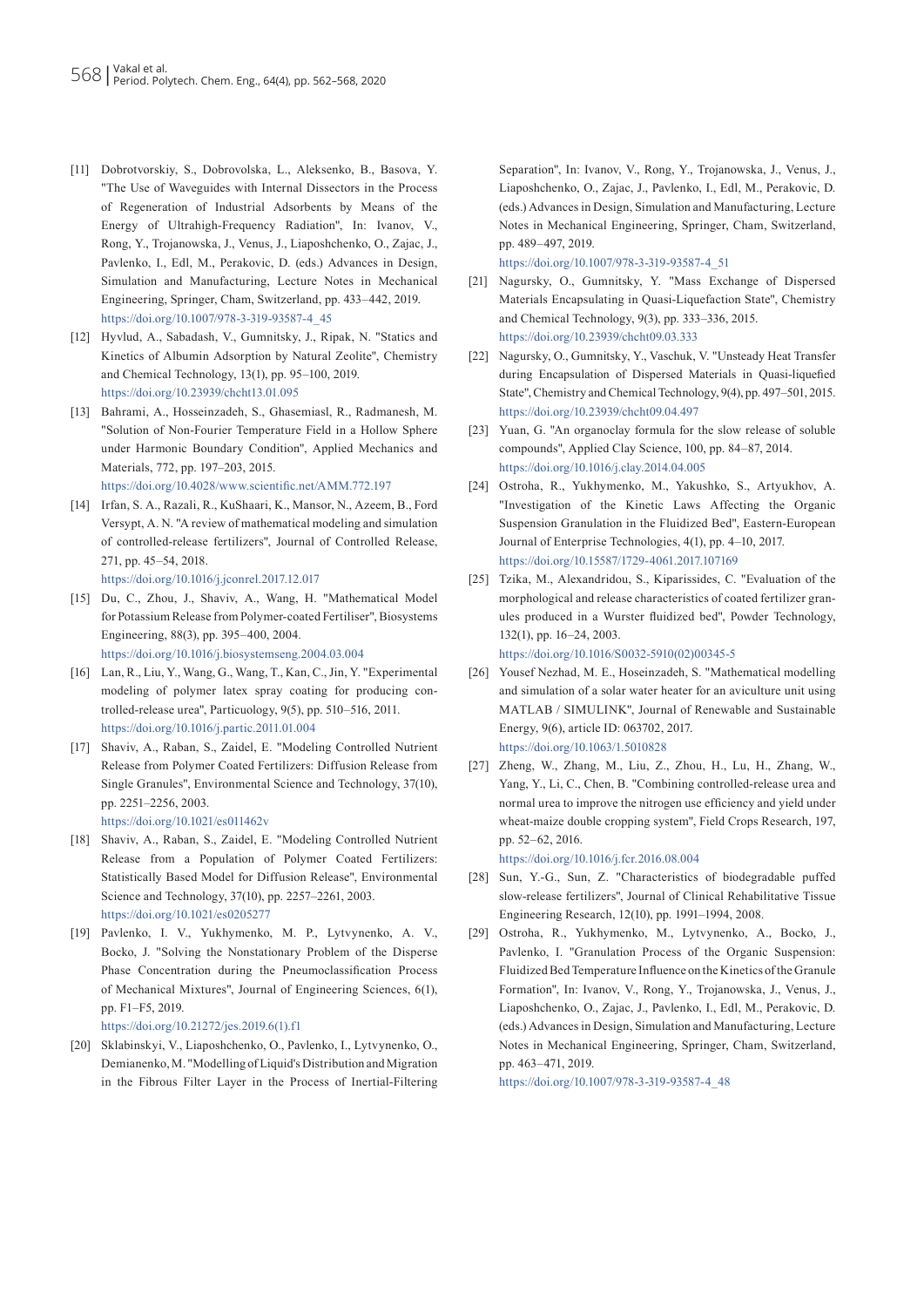[11] Dobrotvorskiy, S., Dobrovolska, L., Aleksenko, B., Basova, Y. "The Use of Waveguides with Internal Dissectors in the Process of Regeneration of Industrial Adsorbents by Means of the Energy of Ultrahigh-Frequency Radiation", In: Ivanov, V., Rong, Y., Trojanowska, J., Venus, J., Liaposhchenko, O., Zajac, J., Pavlenko, I., Edl, M., Perakovic, D. (eds.) Advances in Design, Simulation and Manufacturing, Lecture Notes in Mechanical Engineering, Springer, Cham, Switzerland, pp. 433–442, 2019. https://doi.org/10.1007/978-3-319-93587-4_45

[12] Hyvlud, A., Sabadash, V., Gumnitsky, J., Ripak, N. "Statics and Kinetics of Albumin Adsorption by Natural Zeolite", Chemistry and Chemical Technology, 13(1), pp. 95–100, 2019. https://doi.org/10.23939/chcht13.01.095

[13] Bahrami, A., Hosseinzadeh, S., Ghasemiasl, R., Radmanesh, M. "Solution of Non-Fourier Temperature Field in a Hollow Sphere under Harmonic Boundary Condition", Applied Mechanics and Materials, 772, pp. 197–203, 2015. https://doi.org/10.4028/www.scientific.net/AMM.772.197

[14] Irfan, S. A., Razali, R., KuShaari, K., Mansor, N., Azeem, B., Ford Versypt, A. N. "A review of mathematical modeling and simulation of controlled-release fertilizers", Journal of Controlled Release, 271, pp. 45–54, 2018. https://doi.org/10.1016/j.jconrel.2017.12.017

[15] Du, C., Zhou, J., Shaviv, A., Wang, H. "Mathematical Model for Potassium Release from Polymer-coated Fertiliser", Biosystems Engineering, 88(3), pp. 395–400, 2004. https://doi.org/10.1016/j.biosystemseng.2004.03.004

[16] Lan, R., Liu, Y., Wang, G., Wang, T., Kan, C., Jin, Y. "Experimental modeling of polymer latex spray coating for producing controlled-release urea", Particuology, 9(5), pp. 510–516, 2011. https://doi.org/10.1016/j.partic.2011.01.004

[17] Shaviv, A., Raban, S., Zaidel, E. "Modeling Controlled Nutrient Release from Polymer Coated Fertilizers: Diffusion Release from Single Granules", Environmental Science and Technology, 37(10), pp. 2251–2256, 2003. https://doi.org/10.1021/es011462v

[18] Shaviv, A., Raban, S., Zaidel, E. "Modeling Controlled Nutrient Release from a Population of Polymer Coated Fertilizers: Statistically Based Model for Diffusion Release", Environmental Science and Technology, 37(10), pp. 2257–2261, 2003. https://doi.org/10.1021/es0205277

[19] Pavlenko, I. V., Yukhymenko, M. P., Lytvynenko, A. V., Bocko, J. "Solving the Nonstationary Problem of the Disperse Phase Concentration during the Pneumoclassification Process of Mechanical Mixtures", Journal of Engineering Sciences, 6(1), pp. F1–F5, 2019. https://doi.org/10.21272/jes.2019.6(1).f1

[20] Sklabinskyi, V., Liaposhchenko, O., Pavlenko, I., Lytvynenko, O., Demianenko, M. "Modelling of Liquid's Distribution and Migration in the Fibrous Filter Layer in the Process of Inertial-Filtering Separation", In: Ivanov, V., Rong, Y., Trojanowska, J., Venus, J., Liaposhchenko, O., Zajac, J., Pavlenko, I., Edl, M., Perakovic, D. (eds.) Advances in Design, Simulation and Manufacturing, Lecture Notes in Mechanical Engineering, Springer, Cham, Switzerland, pp. 489–497, 2019. https://doi.org/10.1007/978-3-319-93587-4_51

[21] Nagursky, O., Gumnitsky, Y. "Mass Exchange of Dispersed Materials Encapsulating in Quasi-Liquefaction State", Chemistry and Chemical Technology, 9(3), pp. 333–336, 2015. https://doi.org/10.23939/chcht09.03.333

[22] Nagursky, O., Gumnitsky, Y., Vaschuk, V. "Unsteady Heat Transfer during Encapsulation of Dispersed Materials in Quasi-liquefied State", Chemistry and Chemical Technology, 9(4), pp. 497–501, 2015. https://doi.org/10.23939/chcht09.04.497

[23] Yuan, G. "An organoclay formula for the slow release of soluble compounds", Applied Clay Science, 100, pp. 84–87, 2014. https://doi.org/10.1016/j.clay.2014.04.005

[24] Ostroha, R., Yukhymenko, M., Yakushko, S., Artyukhov, A. "Investigation of the Kinetic Laws Affecting the Organic Suspension Granulation in the Fluidized Bed", Eastern-European Journal of Enterprise Technologies, 4(1), pp. 4–10, 2017. https://doi.org/10.15587/1729-4061.2017.107169

[25] Tzika, M., Alexandridou, S., Kiparissides, C. "Evaluation of the morphological and release characteristics of coated fertilizer granules produced in a Wurster fluidized bed", Powder Technology, 132(1), pp. 16–24, 2003. https://doi.org/10.1016/S0032-5910(02)00345-5

[26] Yousef Nezhad, M. E., Hoseinzadeh, S. "Mathematical modelling and simulation of a solar water heater for an aviculture unit using MATLAB / SIMULINK", Journal of Renewable and Sustainable Energy, 9(6), article ID: 063702, 2017. https://doi.org/10.1063/1.5010828

[27] Zheng, W., Zhang, M., Liu, Z., Zhou, H., Lu, H., Zhang, W., Yang, Y., Li, C., Chen, B. "Combining controlled-release urea and normal urea to improve the nitrogen use efficiency and yield under wheat-maize double cropping system", Field Crops Research, 197, pp. 52–62, 2016. https://doi.org/10.1016/j.fcr.2016.08.004

[28] Sun, Y.-G., Sun, Z. "Characteristics of biodegradable puffed slow-release fertilizers", Journal of Clinical Rehabilitative Tissue Engineering Research, 12(10), pp. 1991–1994, 2008.

[29] Ostroha, R., Yukhymenko, M., Lytvynenko, A., Bocko, J., Pavlenko, I. "Granulation Process of the Organic Suspension: Fluidized Bed Temperature Influence on the Kinetics of the Granule Formation", In: Ivanov, V., Rong, Y., Trojanowska, J., Venus, J., Liaposhchenko, O., Zajac, J., Pavlenko, I., Edl, M., Perakovic, D. (eds.) Advances in Design, Simulation and Manufacturing, Lecture Notes in Mechanical Engineering, Springer, Cham, Switzerland, pp. 463–471, 2019. https://doi.org/10.1007/978-3-319-93587-4_48